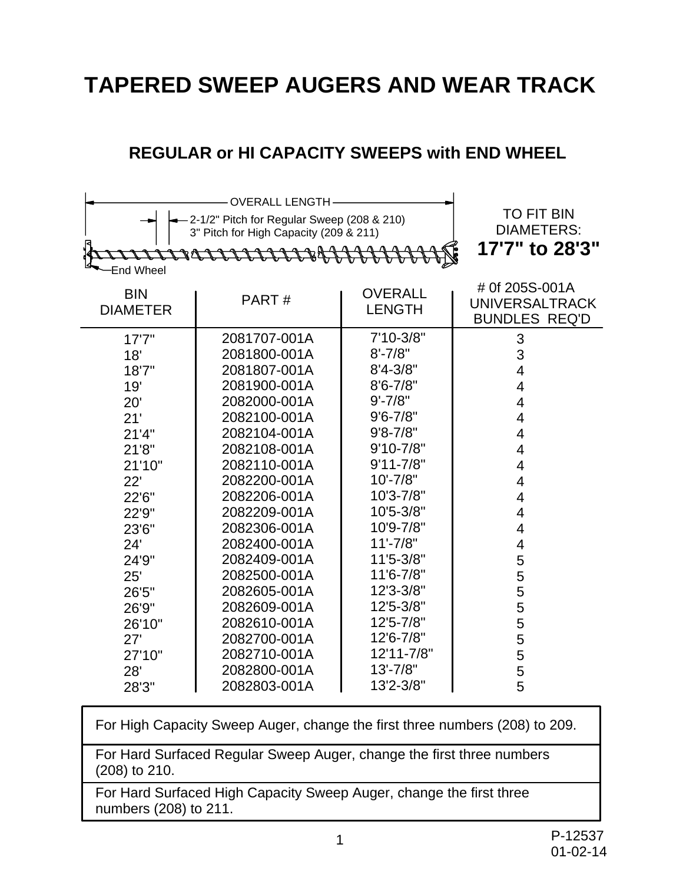# TAPERED SWEEP AUGERS AND WEAR TRACK

## REGULAR or HI CAPACITY SWEEPS with END WHEEL

OVERALL LENGTH

2-1/2" Pitch for Regular Sweep (208 & 210)
3" Pitch for High Capacity (209 & 211)

End Wheel

TO FIT BIN DIAMETERS:
**17'7" to 28'3"**

| BIN DIAMETER | PART # | OVERALL LENGTH | # 0f 205S-001A UNIVERSALTRACK BUNDLES REQ'D |
|---|---|---|---|
| 17'7" | 2081707-001A | 7'10-3/8" | 3 |
| 18' | 2081800-001A | 8'-7/8" | 3 |
| 18'7" | 2081807-001A | 8'4-3/8" | 4 |
| 19' | 2081900-001A | 8'6-7/8" | 4 |
| 20' | 2082000-001A | 9'-7/8" | 4 |
| 21' | 2082100-001A | 9'6-7/8" | 4 |
| 21'4" | 2082104-001A | 9'8-7/8" | 4 |
| 21'8" | 2082108-001A | 9'10-7/8" | 4 |
| 21'10" | 2082110-001A | 9'11-7/8" | 4 |
| 22' | 2082200-001A | 10'-7/8" | 4 |
| 22'6" | 2082206-001A | 10'3-7/8" | 4 |
| 22'9" | 2082209-001A | 10'5-3/8" | 4 |
| 23'6" | 2082306-001A | 10'9-7/8" | 4 |
| 24' | 2082400-001A | 11'-7/8" | 4 |
| 24'9" | 2082409-001A | 11'5-3/8" | 5 |
| 25' | 2082500-001A | 11'6-7/8" | 5 |
| 26'5" | 2082605-001A | 12'3-3/8" | 5 |
| 26'9" | 2082609-001A | 12'5-3/8" | 5 |
| 26'10" | 2082610-001A | 12'5-7/8" | 5 |
| 27' | 2082700-001A | 12'6-7/8" | 5 |
| 27'10" | 2082710-001A | 12'11-7/8" | 5 |
| 28' | 2082800-001A | 13'-7/8" | 5 |
| 28'3" | 2082803-001A | 13'2-3/8" | 5 |

For High Capacity Sweep Auger, change the first three numbers (208) to 209.

For Hard Surfaced Regular Sweep Auger, change the first three numbers (208) to 210.

For Hard Surfaced High Capacity Sweep Auger, change the first three numbers (208) to 211.

P-12537
01-02-14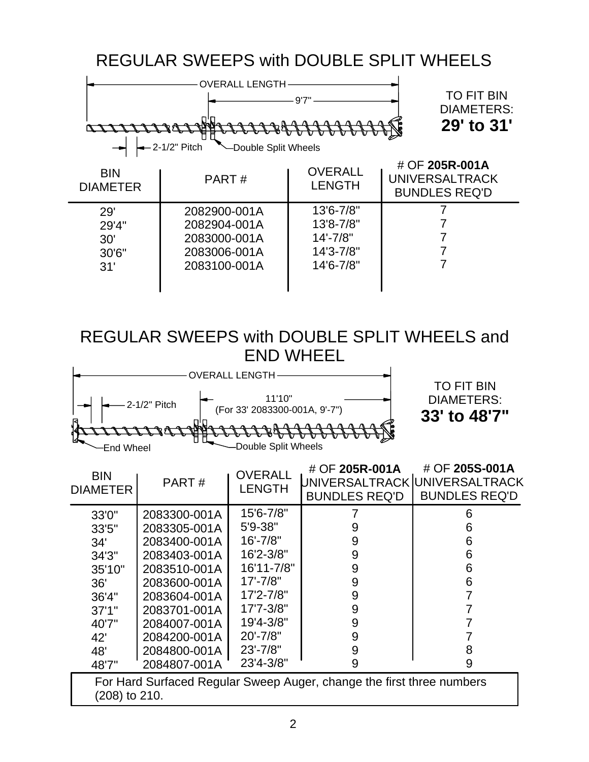# REGULAR SWEEPS with DOUBLE SPLIT WHEELS

OVERALL LENGTH

9'7"

2-1/2" Pitch

Double Split Wheels

TO FIT BIN DIAMETERS: **29' to 31'**

| BIN DIAMETER | PART # | OVERALL LENGTH | # OF **205R-001A** UNIVERSALTRACK BUNDLES REQ'D |
|---|---|---|---|
| 29' | 2082900-001A | 13'6-7/8" | 7 |
| 29'4" | 2082904-001A | 13'8-7/8" | 7 |
| 30' | 2083000-001A | 14'-7/8" | 7 |
| 30'6" | 2083006-001A | 14'3-7/8" | 7 |
| 31' | 2083100-001A | 14'6-7/8" | 7 |

# REGULAR SWEEPS with DOUBLE SPLIT WHEELS and END WHEEL

OVERALL LENGTH

11'10" (For 33' 2083300-001A, 9'-7")

2-1/2" Pitch

End Wheel

Double Split Wheels

TO FIT BIN DIAMETERS: **33' to 48'7"**

| BIN DIAMETER | PART # | OVERALL LENGTH | # OF **205R-001A** UNIVERSALTRACK BUNDLES REQ'D | # OF **205S-001A** UNIVERSALTRACK BUNDLES REQ'D |
|---|---|---|---|---|
| 33'0" | 2083300-001A | 15'6-7/8" | 7 | 6 |
| 33'5" | 2083305-001A | 5'9-38" | 9 | 6 |
| 34' | 2083400-001A | 16'-7/8" | 9 | 6 |
| 34'3" | 2083403-001A | 16'2-3/8" | 9 | 6 |
| 35'10" | 2083510-001A | 16'11-7/8" | 9 | 6 |
| 36' | 2083600-001A | 17'-7/8" | 9 | 6 |
| 36'4" | 2083604-001A | 17'2-7/8" | 9 | 7 |
| 37'1" | 2083701-001A | 17'7-3/8" | 9 | 7 |
| 40'7" | 2084007-001A | 19'4-3/8" | 9 | 7 |
| 42' | 2084200-001A | 20'-7/8" | 9 | 7 |
| 48' | 2084800-001A | 23'-7/8" | 9 | 8 |
| 48'7" | 2084807-001A | 23'4-3/8" | 9 | 9 |

For Hard Surfaced Regular Sweep Auger, change the first three numbers (208) to 210.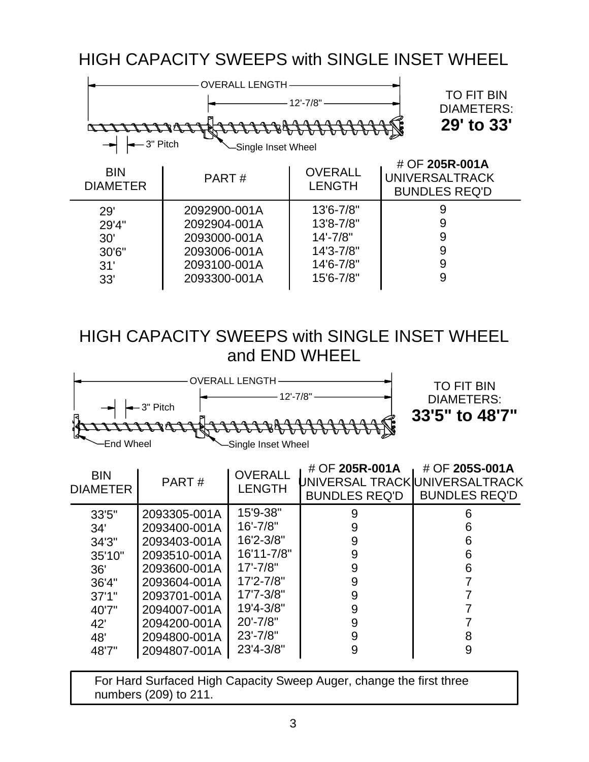# HIGH CAPACITY SWEEPS with SINGLE INSET WHEEL

OVERALL LENGTH

12'-7/8"

3" Pitch

Single Inset Wheel

TO FIT BIN DIAMETERS: **29' to 33'**

| BIN DIAMETER | PART # | OVERALL LENGTH | # OF **205R-001A** UNIVERSALTRACK BUNDLES REQ'D |
|---|---|---|---|
| 29' | 2092900-001A | 13'6-7/8" | 9 |
| 29'4" | 2092904-001A | 13'8-7/8" | 9 |
| 30' | 2093000-001A | 14'-7/8" | 9 |
| 30'6" | 2093006-001A | 14'3-7/8" | 9 |
| 31' | 2093100-001A | 14'6-7/8" | 9 |
| 33' | 2093300-001A | 15'6-7/8" | 9 |

# HIGH CAPACITY SWEEPS with SINGLE INSET WHEEL and END WHEEL

OVERALL LENGTH

12'-7/8"

3" Pitch

End Wheel

Single Inset Wheel

TO FIT BIN DIAMETERS: **33'5" to 48'7"**

| BIN DIAMETER | PART # | OVERALL LENGTH | # OF **205R-001A** UNIVERSAL TRACK BUNDLES REQ'D | # OF **205S-001A** UNIVERSALTRACK BUNDLES REQ'D |
|---|---|---|---|---|
| 33'5" | 2093305-001A | 15'9-38" | 9 | 6 |
| 34' | 2093400-001A | 16'-7/8" | 9 | 6 |
| 34'3" | 2093403-001A | 16'2-3/8" | 9 | 6 |
| 35'10" | 2093510-001A | 16'11-7/8" | 9 | 6 |
| 36' | 2093600-001A | 17'-7/8" | 9 | 6 |
| 36'4" | 2093604-001A | 17'2-7/8" | 9 | 7 |
| 37'1" | 2093701-001A | 17'7-3/8" | 9 | 7 |
| 40'7" | 2094007-001A | 19'4-3/8" | 9 | 7 |
| 42' | 2094200-001A | 20'-7/8" | 9 | 7 |
| 48' | 2094800-001A | 23'-7/8" | 9 | 8 |
| 48'7" | 2094807-001A | 23'4-3/8" | 9 | 9 |

For Hard Surfaced High Capacity Sweep Auger, change the first three numbers (209) to 211.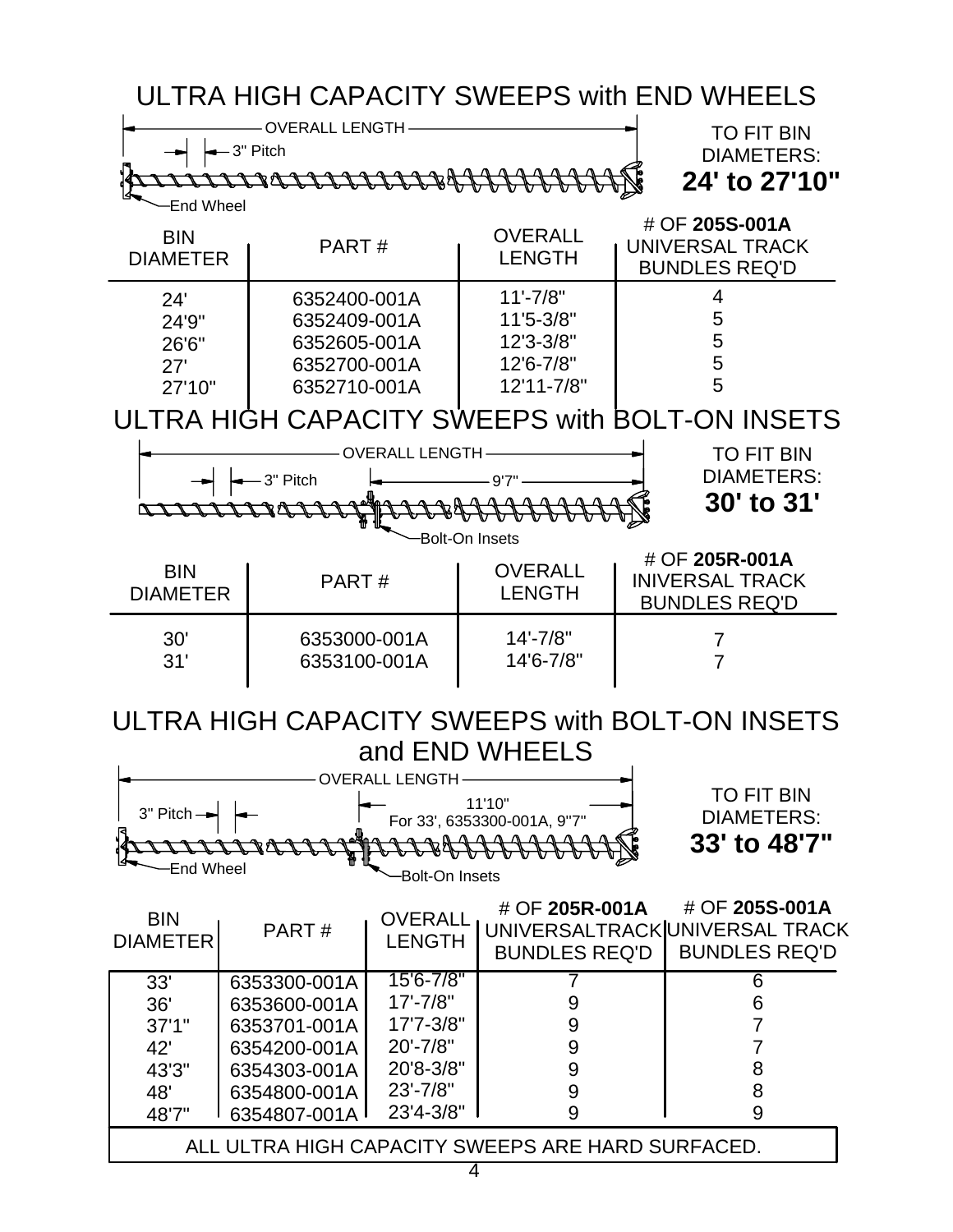# ULTRA HIGH CAPACITY SWEEPS with END WHEELS

OVERALL LENGTH

3" Pitch

End Wheel

TO FIT BIN DIAMETERS:
**24' to 27'10"**

| BIN DIAMETER | PART # | OVERALL LENGTH | # OF **205S-001A** UNIVERSAL TRACK BUNDLES REQ'D |
|---|---|---|---|
| 24' | 6352400-001A | 11'-7/8" | 4 |
| 24'9" | 6352409-001A | 11'5-3/8" | 5 |
| 26'6" | 6352605-001A | 12'3-3/8" | 5 |
| 27' | 6352700-001A | 12'6-7/8" | 5 |
| 27'10" | 6352710-001A | 12'11-7/8" | 5 |

# ULTRA HIGH CAPACITY SWEEPS with BOLT-ON INSETS

OVERALL LENGTH

3" Pitch

9'7"

Bolt-On Insets

TO FIT BIN DIAMETERS:
**30' to 31'**

| BIN DIAMETER | PART # | OVERALL LENGTH | # OF **205R-001A** INIVERSAL TRACK BUNDLES REQ'D |
|---|---|---|---|
| 30' | 6353000-001A | 14'-7/8" | 7 |
| 31' | 6353100-001A | 14'6-7/8" | 7 |

# ULTRA HIGH CAPACITY SWEEPS with BOLT-ON INSETS and END WHEELS

OVERALL LENGTH

3" Pitch

11'10"
For 33', 6353300-001A, 9"7"

End Wheel

Bolt-On Insets

TO FIT BIN DIAMETERS:
**33' to 48'7"**

| BIN DIAMETER | PART # | OVERALL LENGTH | # OF **205R-001A** UNIVERSALTRACK BUNDLES REQ'D | # OF **205S-001A** UNIVERSAL TRACK BUNDLES REQ'D |
|---|---|---|---|---|
| 33' | 6353300-001A | 15'6-7/8" | 7 | 6 |
| 36' | 6353600-001A | 17'-7/8" | 9 | 6 |
| 37'1" | 6353701-001A | 17'7-3/8" | 9 | 7 |
| 42' | 6354200-001A | 20'-7/8" | 9 | 7 |
| 43'3" | 6354303-001A | 20'8-3/8" | 9 | 8 |
| 48' | 6354800-001A | 23'-7/8" | 9 | 8 |
| 48'7" | 6354807-001A | 23'4-3/8" | 9 | 9 |

ALL ULTRA HIGH CAPACITY SWEEPS ARE HARD SURFACED.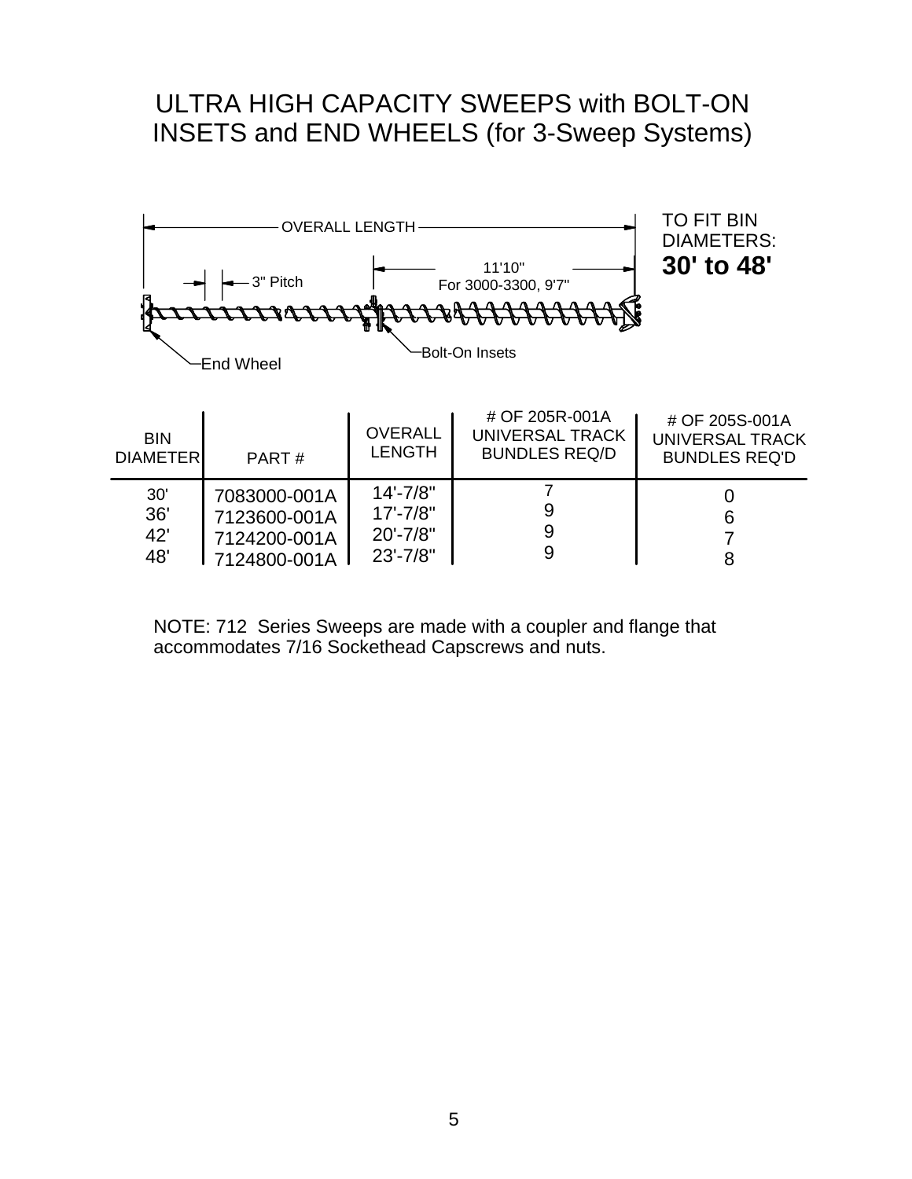# ULTRA HIGH CAPACITY SWEEPS with BOLT-ON INSETS and END WHEELS (for 3-Sweep Systems)

OVERALL LENGTH

3" Pitch

11'10"
For 3000-3300, 9'7"

End Wheel

Bolt-On Insets

TO FIT BIN DIAMETERS:
**30' to 48'**

| BIN DIAMETER | PART # | OVERALL LENGTH | # OF 205R-001A UNIVERSAL TRACK BUNDLES REQ/D | # OF 205S-001A UNIVERSAL TRACK BUNDLES REQ'D |
|---|---|---|---|---|
| 30' | 7083000-001A | 14'-7/8" | 7 | 0 |
| 36' | 7123600-001A | 17'-7/8" | 9 | 6 |
| 42' | 7124200-001A | 20'-7/8" | 9 | 7 |
| 48' | 7124800-001A | 23'-7/8" | 9 | 8 |

NOTE: 712 Series Sweeps are made with a coupler and flange that accommodates 7/16 Sockethead Capscrews and nuts.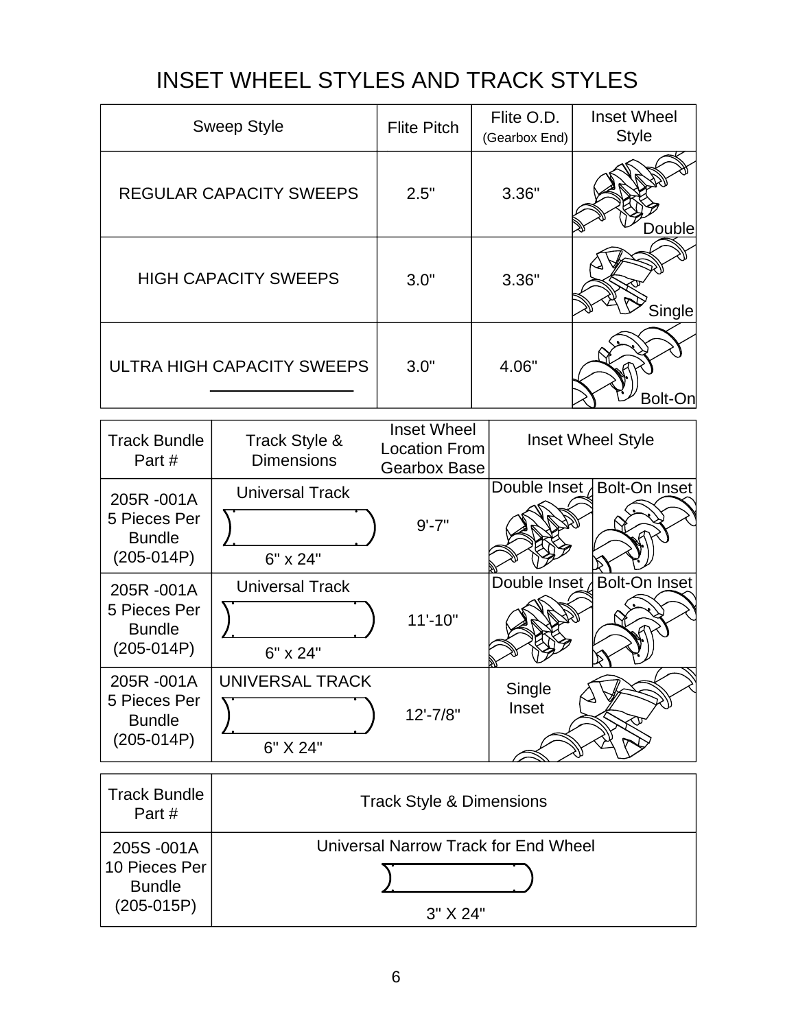# INSET WHEEL STYLES AND TRACK STYLES

| Sweep Style | Flite Pitch | Flite O.D. (Gearbox End) | Inset Wheel Style |
|---|---|---|---|
| REGULAR CAPACITY SWEEPS | 2.5" | 3.36" | Double |
| HIGH CAPACITY SWEEPS | 3.0" | 3.36" | Single |
| ULTRA HIGH CAPACITY SWEEPS | 3.0" | 4.06" | Bolt-On |

| Track Bundle Part # | Track Style & Dimensions | Inset Wheel Location From Gearbox Base | Inset Wheel Style | |
|---|---|---|---|---|
| 205R -001A 5 Pieces Per Bundle (205-014P) | Universal Track 6" x 24" | 9'-7" | Double Inset | Bolt-On Inset |
| 205R -001A 5 Pieces Per Bundle (205-014P) | Universal Track 6" x 24" | 11'-10" | Double Inset | Bolt-On Inset |
| 205R -001A 5 Pieces Per Bundle (205-014P) | UNIVERSAL TRACK 6" X 24" | 12'-7/8" | Single Inset | |

| Track Bundle Part # | Track Style & Dimensions |
|---|---|
| 205S -001A 10 Pieces Per Bundle (205-015P) | Universal Narrow Track for End Wheel 3" X 24" |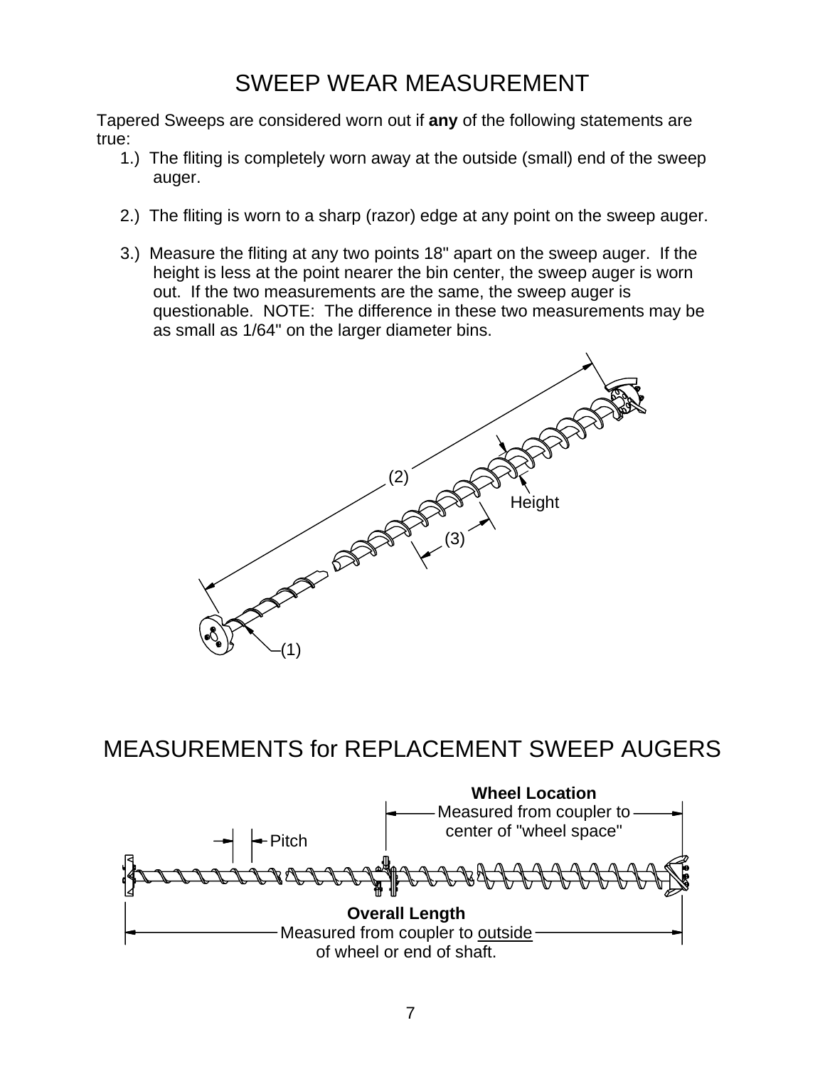# SWEEP WEAR MEASUREMENT

Tapered Sweeps are considered worn out if **any** of the following statements are true:

1.) The fliting is completely worn away at the outside (small) end of the sweep auger.

2.) The fliting is worn to a sharp (razor) edge at any point on the sweep auger.

3.) Measure the fliting at any two points 18" apart on the sweep auger. If the height is less at the point nearer the bin center, the sweep auger is worn out. If the two measurements are the same, the sweep auger is questionable. NOTE: The difference in these two measurements may be as small as 1/64" on the larger diameter bins.

(2)

Height

(3)

(1)

# MEASUREMENTS for REPLACEMENT SWEEP AUGERS

**Wheel Location**
Measured from coupler to center of "wheel space"

Pitch

**Overall Length**
Measured from coupler to <u>outside</u> of wheel or end of shaft.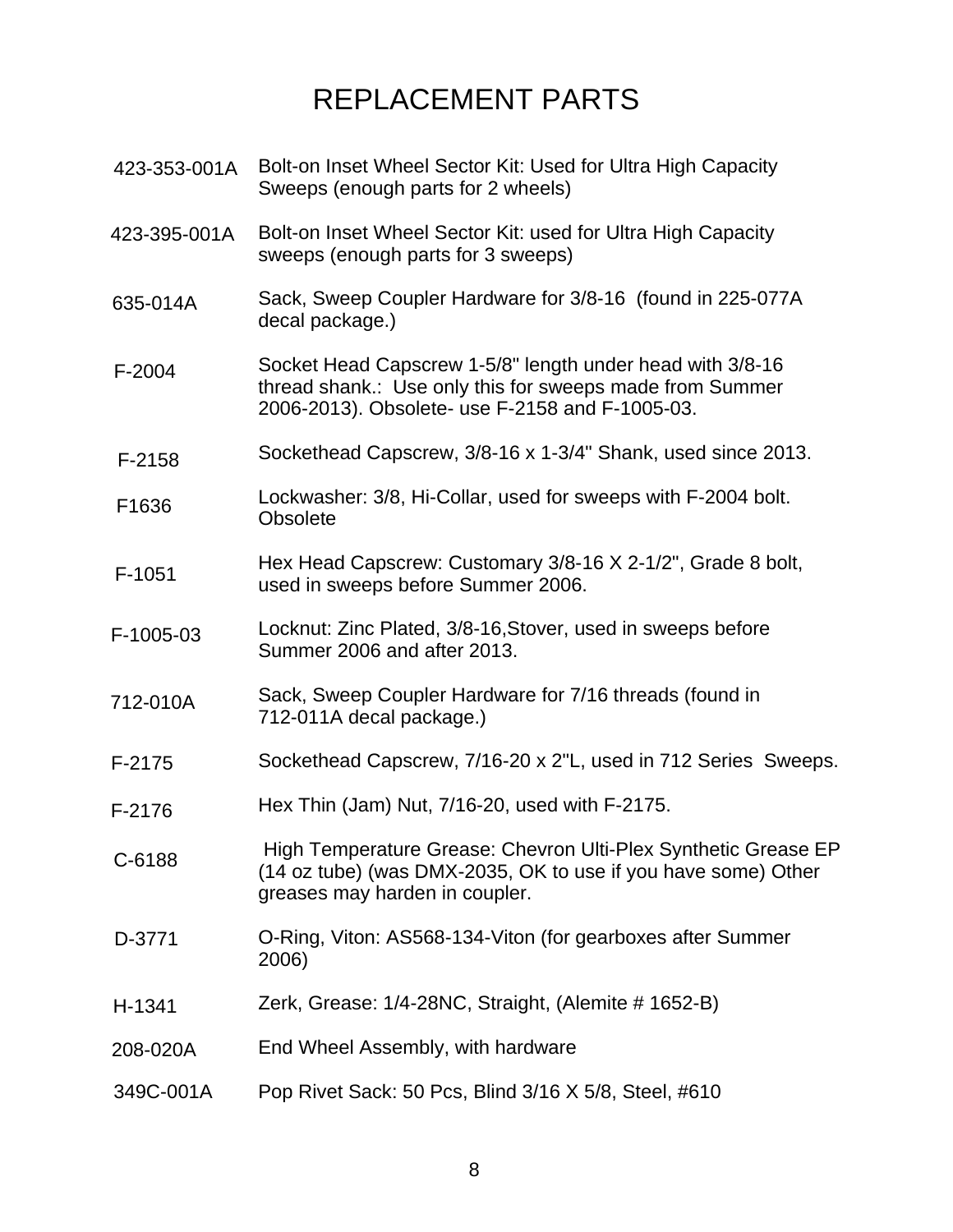# REPLACEMENT PARTS

| | |
|---|---|
| 423-353-001A | Bolt-on Inset Wheel Sector Kit: Used for Ultra High Capacity Sweeps (enough parts for 2 wheels) |
| 423-395-001A | Bolt-on Inset Wheel Sector Kit: used for Ultra High Capacity sweeps (enough parts for 3 sweeps) |
| 635-014A | Sack, Sweep Coupler Hardware for 3/8-16 (found in 225-077A decal package.) |
| F-2004 | Socket Head Capscrew 1-5/8" length under head with 3/8-16 thread shank.: Use only this for sweeps made from Summer 2006-2013). Obsolete- use F-2158 and F-1005-03. |
| F-2158 | Sockethead Capscrew, 3/8-16 x 1-3/4" Shank, used since 2013. |
| F1636 | Lockwasher: 3/8, Hi-Collar, used for sweeps with F-2004 bolt. Obsolete |
| F-1051 | Hex Head Capscrew: Customary 3/8-16 X 2-1/2", Grade 8 bolt, used in sweeps before Summer 2006. |
| F-1005-03 | Locknut: Zinc Plated, 3/8-16,Stover, used in sweeps before Summer 2006 and after 2013. |
| 712-010A | Sack, Sweep Coupler Hardware for 7/16 threads (found in 712-011A decal package.) |
| F-2175 | Sockethead Capscrew, 7/16-20 x 2"L, used in 712 Series Sweeps. |
| F-2176 | Hex Thin (Jam) Nut, 7/16-20, used with F-2175. |
| C-6188 | High Temperature Grease: Chevron Ulti-Plex Synthetic Grease EP (14 oz tube) (was DMX-2035, OK to use if you have some) Other greases may harden in coupler. |
| D-3771 | O-Ring, Viton: AS568-134-Viton (for gearboxes after Summer 2006) |
| H-1341 | Zerk, Grease: 1/4-28NC, Straight, (Alemite # 1652-B) |
| 208-020A | End Wheel Assembly, with hardware |
| 349C-001A | Pop Rivet Sack: 50 Pcs, Blind 3/16 X 5/8, Steel, #610 |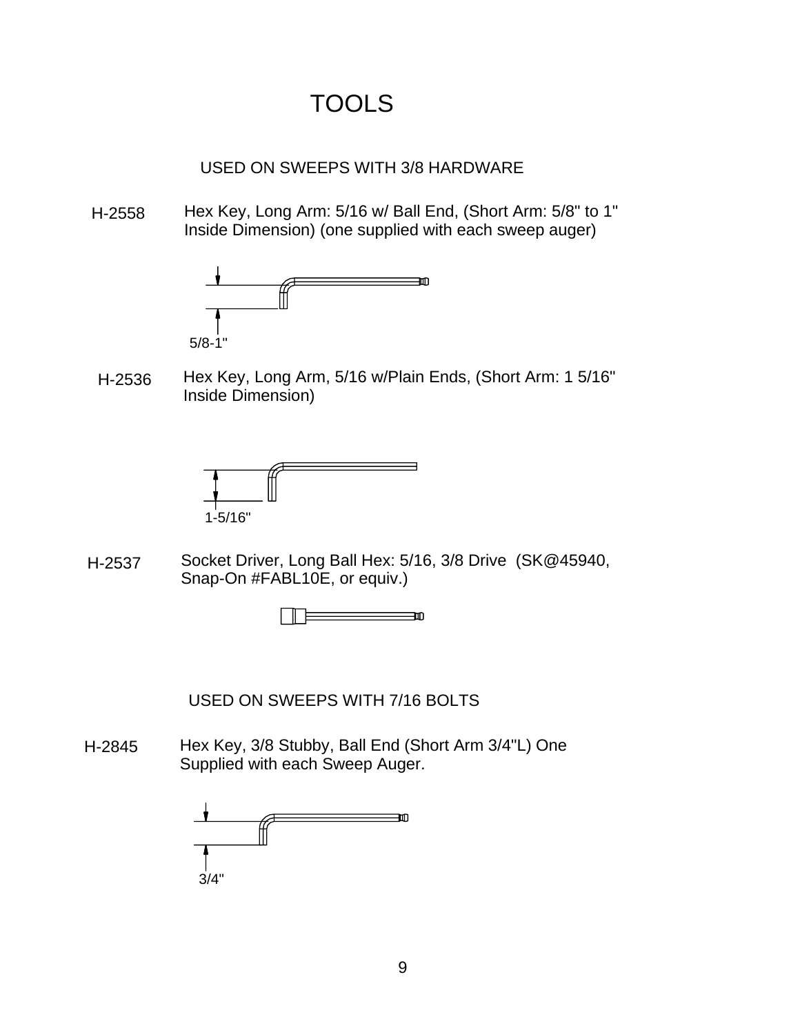# TOOLS

## USED ON SWEEPS WITH 3/8 HARDWARE

H-2558 Hex Key, Long Arm: 5/16 w/ Ball End, (Short Arm: 5/8" to 1" Inside Dimension) (one supplied with each sweep auger)

5/8-1"

H-2536 Hex Key, Long Arm, 5/16 w/Plain Ends, (Short Arm: 1 5/16" Inside Dimension)

1-5/16"

H-2537 Socket Driver, Long Ball Hex: 5/16, 3/8 Drive (SK@45940, Snap-On #FABL10E, or equiv.)

## USED ON SWEEPS WITH 7/16 BOLTS

H-2845 Hex Key, 3/8 Stubby, Ball End (Short Arm 3/4"L) One Supplied with each Sweep Auger.

3/4"